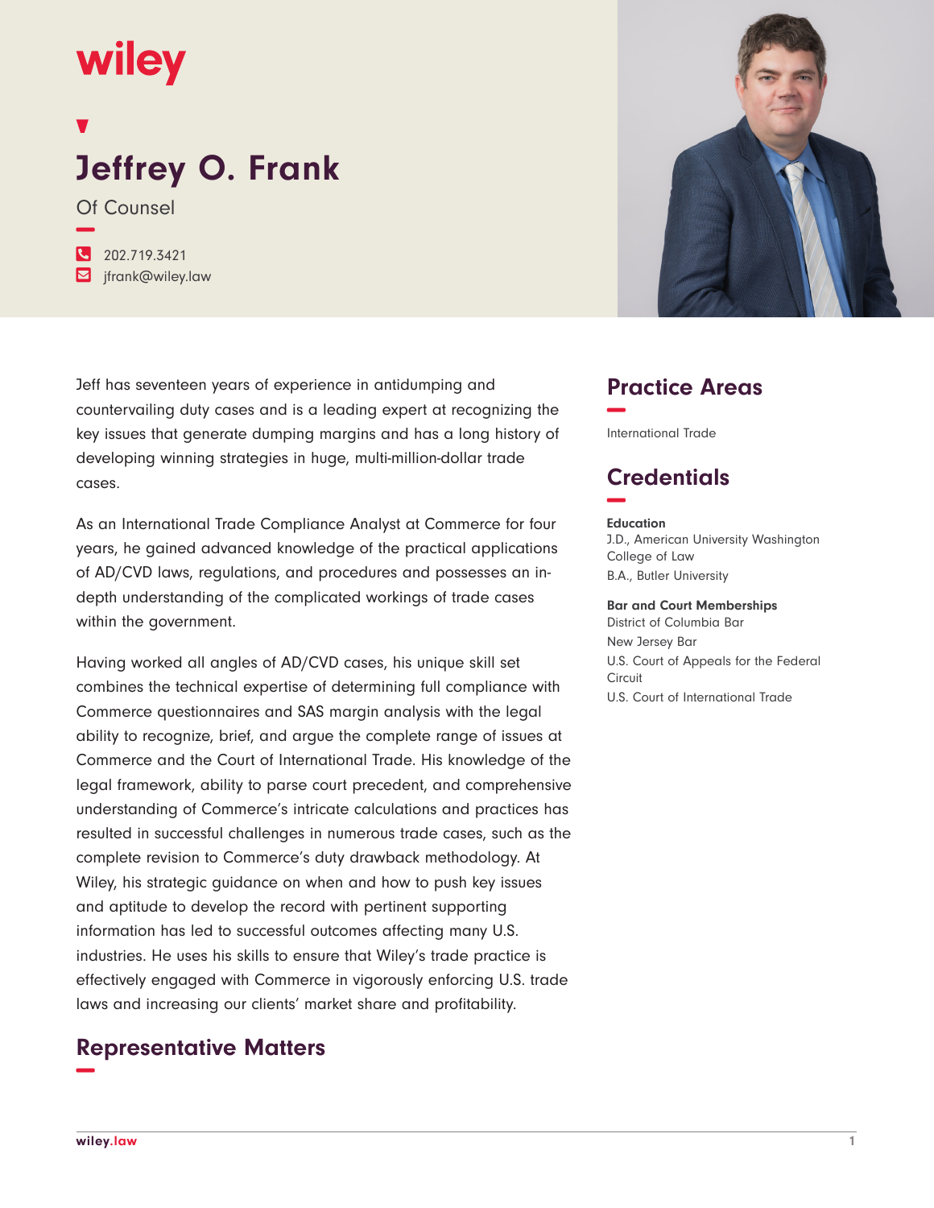wiley

# Jeffrey O. Frank

Of Counsel

202.719.3421
jfrank@wiley.law

Jeff has seventeen years of experience in antidumping and countervailing duty cases and is a leading expert at recognizing the key issues that generate dumping margins and has a long history of developing winning strategies in huge, multi-million-dollar trade cases.

As an International Trade Compliance Analyst at Commerce for four years, he gained advanced knowledge of the practical applications of AD/CVD laws, regulations, and procedures and possesses an in-depth understanding of the complicated workings of trade cases within the government.

Having worked all angles of AD/CVD cases, his unique skill set combines the technical expertise of determining full compliance with Commerce questionnaires and SAS margin analysis with the legal ability to recognize, brief, and argue the complete range of issues at Commerce and the Court of International Trade. His knowledge of the legal framework, ability to parse court precedent, and comprehensive understanding of Commerce's intricate calculations and practices has resulted in successful challenges in numerous trade cases, such as the complete revision to Commerce's duty drawback methodology. At Wiley, his strategic guidance on when and how to push key issues and aptitude to develop the record with pertinent supporting information has led to successful outcomes affecting many U.S. industries. He uses his skills to ensure that Wiley's trade practice is effectively engaged with Commerce in vigorously enforcing U.S. trade laws and increasing our clients' market share and profitability.

## Practice Areas

International Trade

## Credentials

**Education**

J.D., American University Washington College of Law

B.A., Butler University

**Bar and Court Memberships**

District of Columbia Bar

New Jersey Bar

U.S. Court of Appeals for the Federal Circuit

U.S. Court of International Trade

## Representative Matters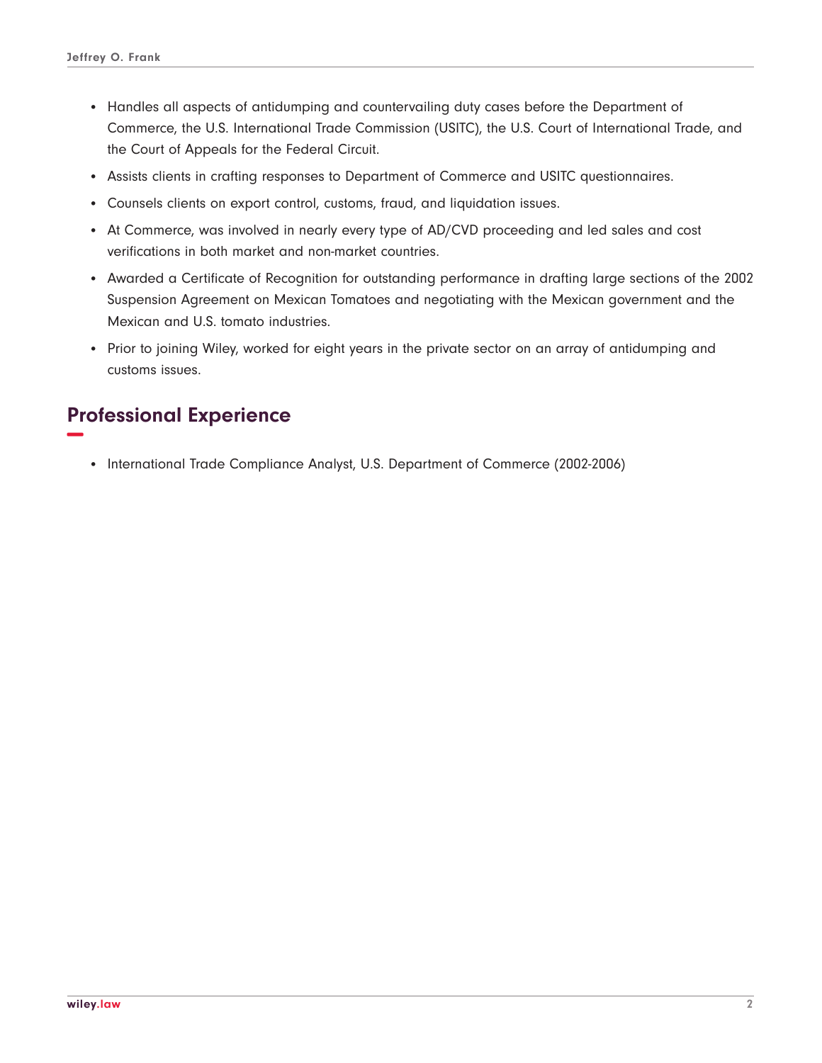- Handles all aspects of antidumping and countervailing duty cases before the Department of Commerce, the U.S. International Trade Commission (USITC), the U.S. Court of International Trade, and the Court of Appeals for the Federal Circuit.
- Assists clients in crafting responses to Department of Commerce and USITC questionnaires.
- Counsels clients on export control, customs, fraud, and liquidation issues.
- At Commerce, was involved in nearly every type of AD/CVD proceeding and led sales and cost verifications in both market and non-market countries.
- Awarded a Certificate of Recognition for outstanding performance in drafting large sections of the 2002 Suspension Agreement on Mexican Tomatoes and negotiating with the Mexican government and the Mexican and U.S. tomato industries.
- Prior to joining Wiley, worked for eight years in the private sector on an array of antidumping and customs issues.

## Professional Experience

- International Trade Compliance Analyst, U.S. Department of Commerce (2002-2006)